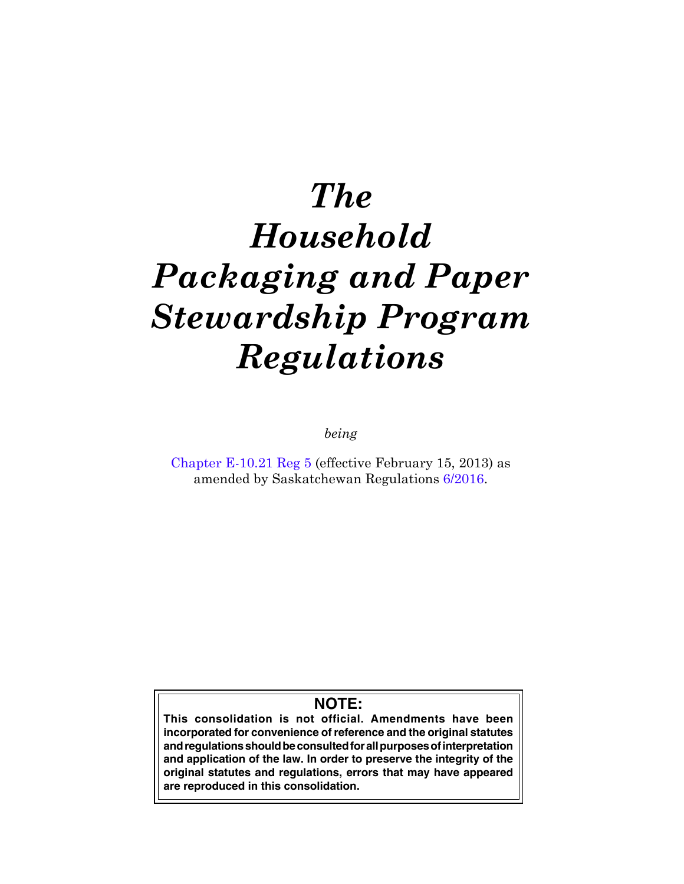# *The Household Packaging and Paper Stewardship Program Regulations*

*being*

Chapter E-10.21 Reg 5 (effective February 15, 2013) as amended by Saskatchewan Regulations 6/2016.

**NOTE:**

**This consolidation is not official. Amendments have been incorporated for convenience of reference and the original statutes and regulations should be consulted for all purposes of interpretation and application of the law. In order to preserve the integrity of the original statutes and regulations, errors that may have appeared are reproduced in this consolidation.**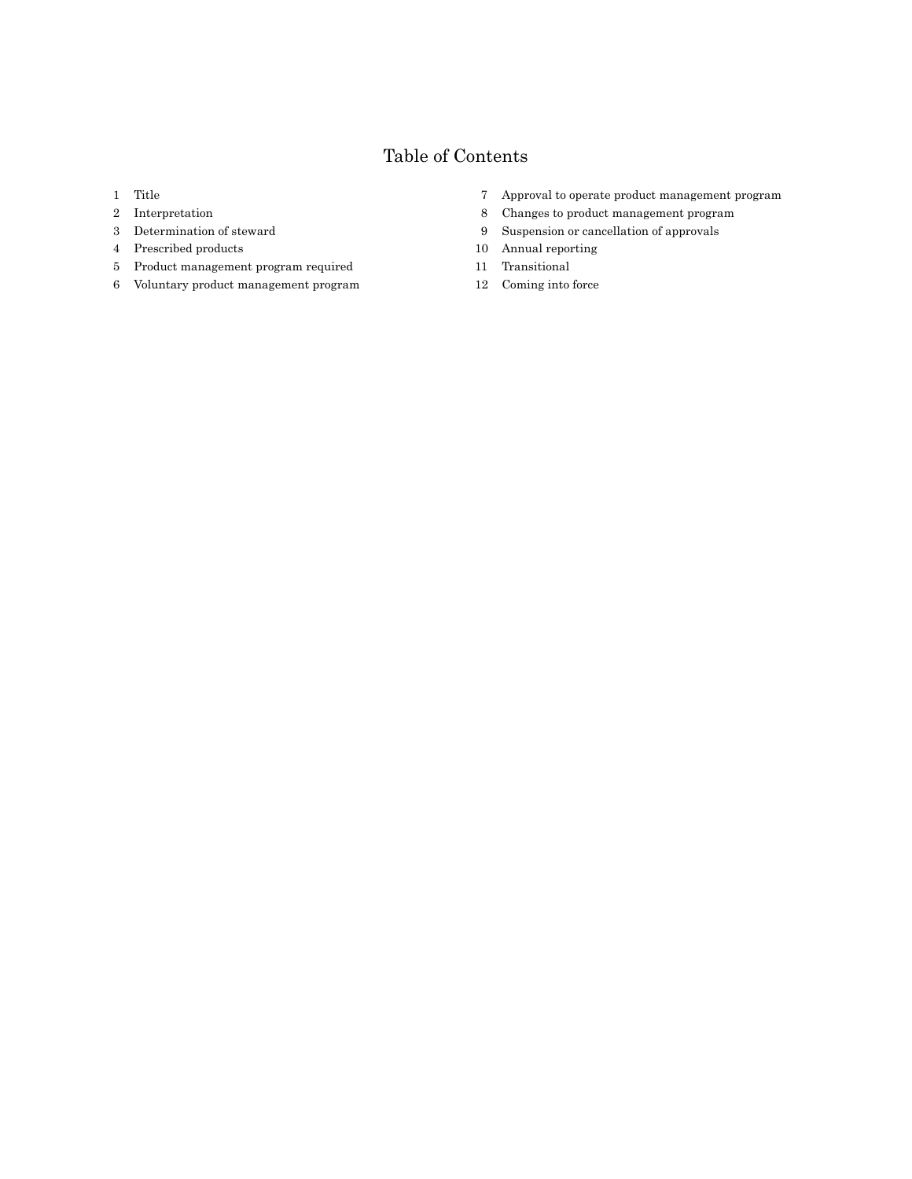# Table of Contents

1 Title
2 Interpretation
3 Determination of steward
4 Prescribed products
5 Product management program required
6 Voluntary product management program
7 Approval to operate product management program
8 Changes to product management program
9 Suspension or cancellation of approvals
10 Annual reporting
11 Transitional
12 Coming into force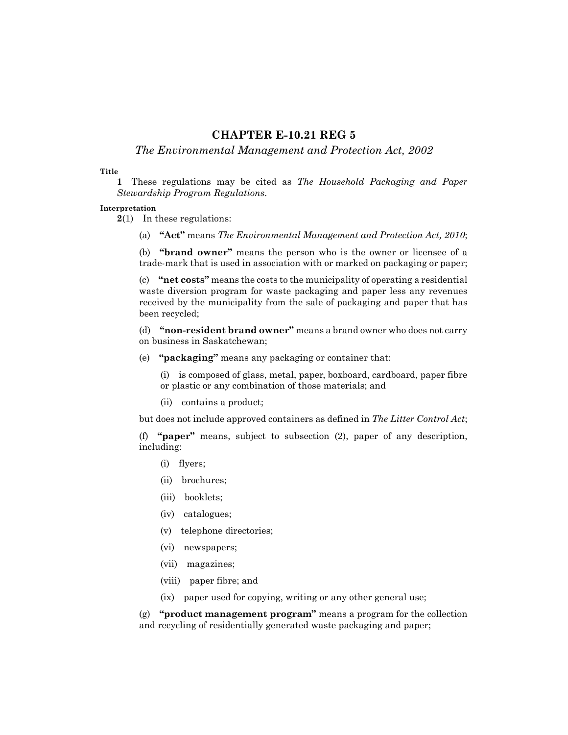# CHAPTER E-10.21 REG 5

*The Environmental Management and Protection Act, 2002*

**Title**

**1** These regulations may be cited as *The Household Packaging and Paper Stewardship Program Regulations*.

**Interpretation**

**2**(1) In these regulations:

(a) **"Act"** means *The Environmental Management and Protection Act, 2010*;

(b) **"brand owner"** means the person who is the owner or licensee of a trade-mark that is used in association with or marked on packaging or paper;

(c) **"net costs"** means the costs to the municipality of operating a residential waste diversion program for waste packaging and paper less any revenues received by the municipality from the sale of packaging and paper that has been recycled;

(d) **"non-resident brand owner"** means a brand owner who does not carry on business in Saskatchewan;

(e) **"packaging"** means any packaging or container that:

(i) is composed of glass, metal, paper, boxboard, cardboard, paper fibre or plastic or any combination of those materials; and

(ii) contains a product;

but does not include approved containers as defined in *The Litter Control Act*;

(f) **"paper"** means, subject to subsection (2), paper of any description, including:

(i) flyers;

(ii) brochures;

(iii) booklets;

(iv) catalogues;

(v) telephone directories;

(vi) newspapers;

(vii) magazines;

(viii) paper fibre; and

(ix) paper used for copying, writing or any other general use;

(g) **"product management program"** means a program for the collection and recycling of residentially generated waste packaging and paper;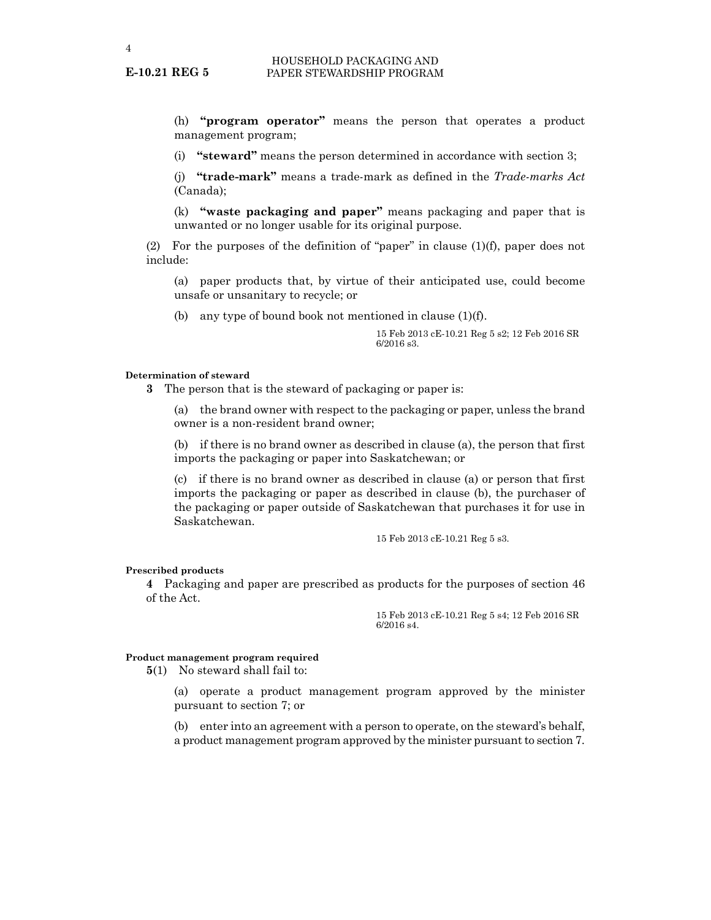(h) **"program operator"** means the person that operates a product management program;

(i) **"steward"** means the person determined in accordance with section 3;

(j) **"trade-mark"** means a trade-mark as defined in the *Trade-marks Act* (Canada);

(k) **"waste packaging and paper"** means packaging and paper that is unwanted or no longer usable for its original purpose.

(2) For the purposes of the definition of "paper" in clause (1)(f), paper does not include:

(a) paper products that, by virtue of their anticipated use, could become unsafe or unsanitary to recycle; or

(b) any type of bound book not mentioned in clause (1)(f).

15 Feb 2013 cE-10.21 Reg 5 s2; 12 Feb 2016 SR 6/2016 s3.

#### Determination of steward

**3** The person that is the steward of packaging or paper is:

(a) the brand owner with respect to the packaging or paper, unless the brand owner is a non-resident brand owner;

(b) if there is no brand owner as described in clause (a), the person that first imports the packaging or paper into Saskatchewan; or

(c) if there is no brand owner as described in clause (a) or person that first imports the packaging or paper as described in clause (b), the purchaser of the packaging or paper outside of Saskatchewan that purchases it for use in Saskatchewan.

15 Feb 2013 cE-10.21 Reg 5 s3.

#### Prescribed products

**4** Packaging and paper are prescribed as products for the purposes of section 46 of the Act.

15 Feb 2013 cE-10.21 Reg 5 s4; 12 Feb 2016 SR 6/2016 s4.

#### Product management program required

**5**(1) No steward shall fail to:

(a) operate a product management program approved by the minister pursuant to section 7; or

(b) enter into an agreement with a person to operate, on the steward's behalf, a product management program approved by the minister pursuant to section 7.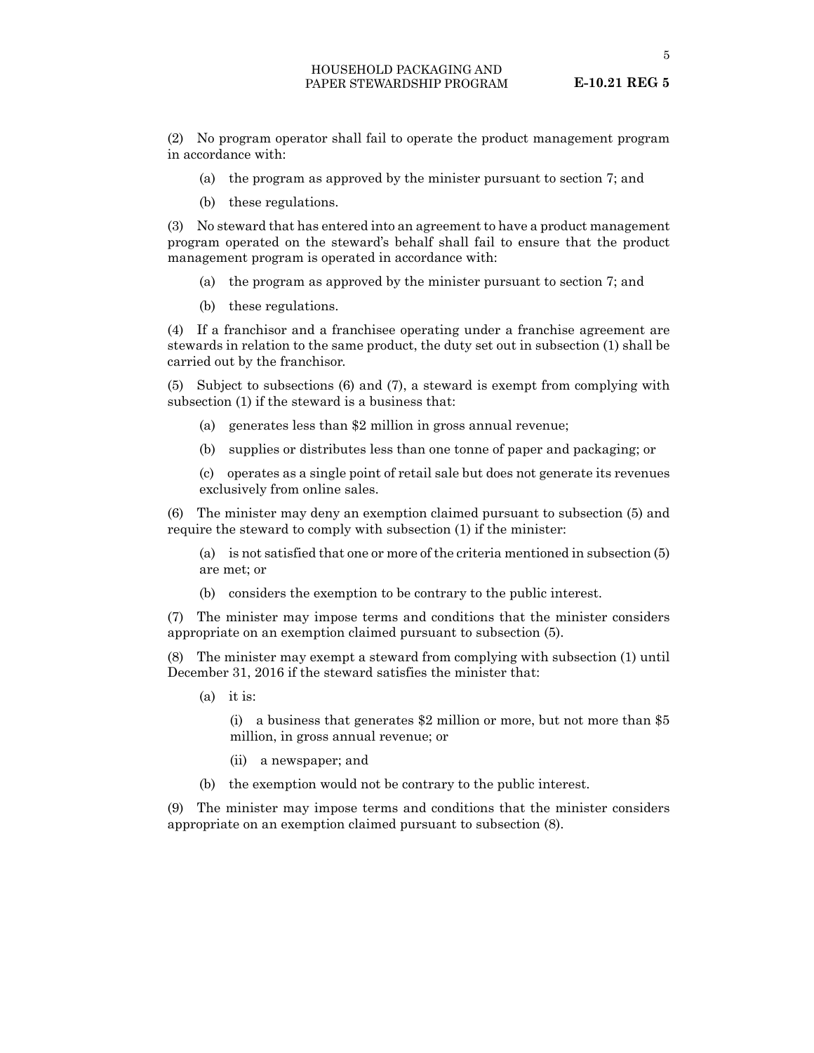(2) No program operator shall fail to operate the product management program in accordance with:

(a) the program as approved by the minister pursuant to section 7; and

(b) these regulations.

(3) No steward that has entered into an agreement to have a product management program operated on the steward's behalf shall fail to ensure that the product management program is operated in accordance with:

(a) the program as approved by the minister pursuant to section 7; and

(b) these regulations.

(4) If a franchisor and a franchisee operating under a franchise agreement are stewards in relation to the same product, the duty set out in subsection (1) shall be carried out by the franchisor.

(5) Subject to subsections (6) and (7), a steward is exempt from complying with subsection (1) if the steward is a business that:

(a) generates less than $2 million in gross annual revenue;

(b) supplies or distributes less than one tonne of paper and packaging; or

(c) operates as a single point of retail sale but does not generate its revenues exclusively from online sales.

(6) The minister may deny an exemption claimed pursuant to subsection (5) and require the steward to comply with subsection (1) if the minister:

(a) is not satisfied that one or more of the criteria mentioned in subsection (5) are met; or

(b) considers the exemption to be contrary to the public interest.

(7) The minister may impose terms and conditions that the minister considers appropriate on an exemption claimed pursuant to subsection (5).

(8) The minister may exempt a steward from complying with subsection (1) until December 31, 2016 if the steward satisfies the minister that:

(a) it is:

(i) a business that generates $2 million or more, but not more than $5 million, in gross annual revenue; or

(ii) a newspaper; and

(b) the exemption would not be contrary to the public interest.

(9) The minister may impose terms and conditions that the minister considers appropriate on an exemption claimed pursuant to subsection (8).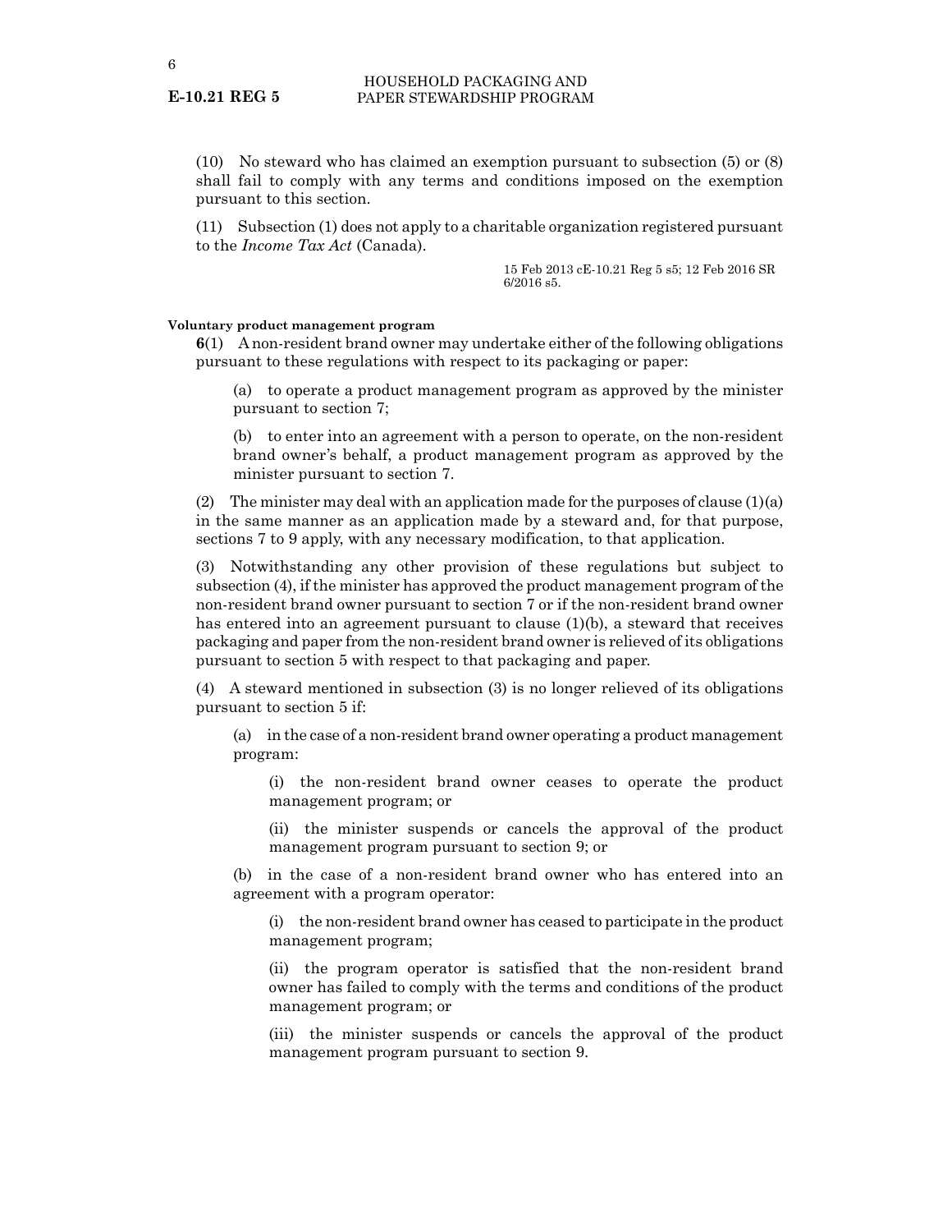(10) No steward who has claimed an exemption pursuant to subsection (5) or (8) shall fail to comply with any terms and conditions imposed on the exemption pursuant to this section.

(11) Subsection (1) does not apply to a charitable organization registered pursuant to the *Income Tax Act* (Canada).

15 Feb 2013 cE-10.21 Reg 5 s5; 12 Feb 2016 SR 6/2016 s5.

**Voluntary product management program**

**6**(1) A non-resident brand owner may undertake either of the following obligations pursuant to these regulations with respect to its packaging or paper:

(a) to operate a product management program as approved by the minister pursuant to section 7;

(b) to enter into an agreement with a person to operate, on the non-resident brand owner's behalf, a product management program as approved by the minister pursuant to section 7.

(2) The minister may deal with an application made for the purposes of clause (1)(a) in the same manner as an application made by a steward and, for that purpose, sections 7 to 9 apply, with any necessary modification, to that application.

(3) Notwithstanding any other provision of these regulations but subject to subsection (4), if the minister has approved the product management program of the non-resident brand owner pursuant to section 7 or if the non-resident brand owner has entered into an agreement pursuant to clause (1)(b), a steward that receives packaging and paper from the non-resident brand owner is relieved of its obligations pursuant to section 5 with respect to that packaging and paper.

(4) A steward mentioned in subsection (3) is no longer relieved of its obligations pursuant to section 5 if:

(a) in the case of a non-resident brand owner operating a product management program:

(i) the non-resident brand owner ceases to operate the product management program; or

(ii) the minister suspends or cancels the approval of the product management program pursuant to section 9; or

(b) in the case of a non-resident brand owner who has entered into an agreement with a program operator:

(i) the non-resident brand owner has ceased to participate in the product management program;

(ii) the program operator is satisfied that the non-resident brand owner has failed to comply with the terms and conditions of the product management program; or

(iii) the minister suspends or cancels the approval of the product management program pursuant to section 9.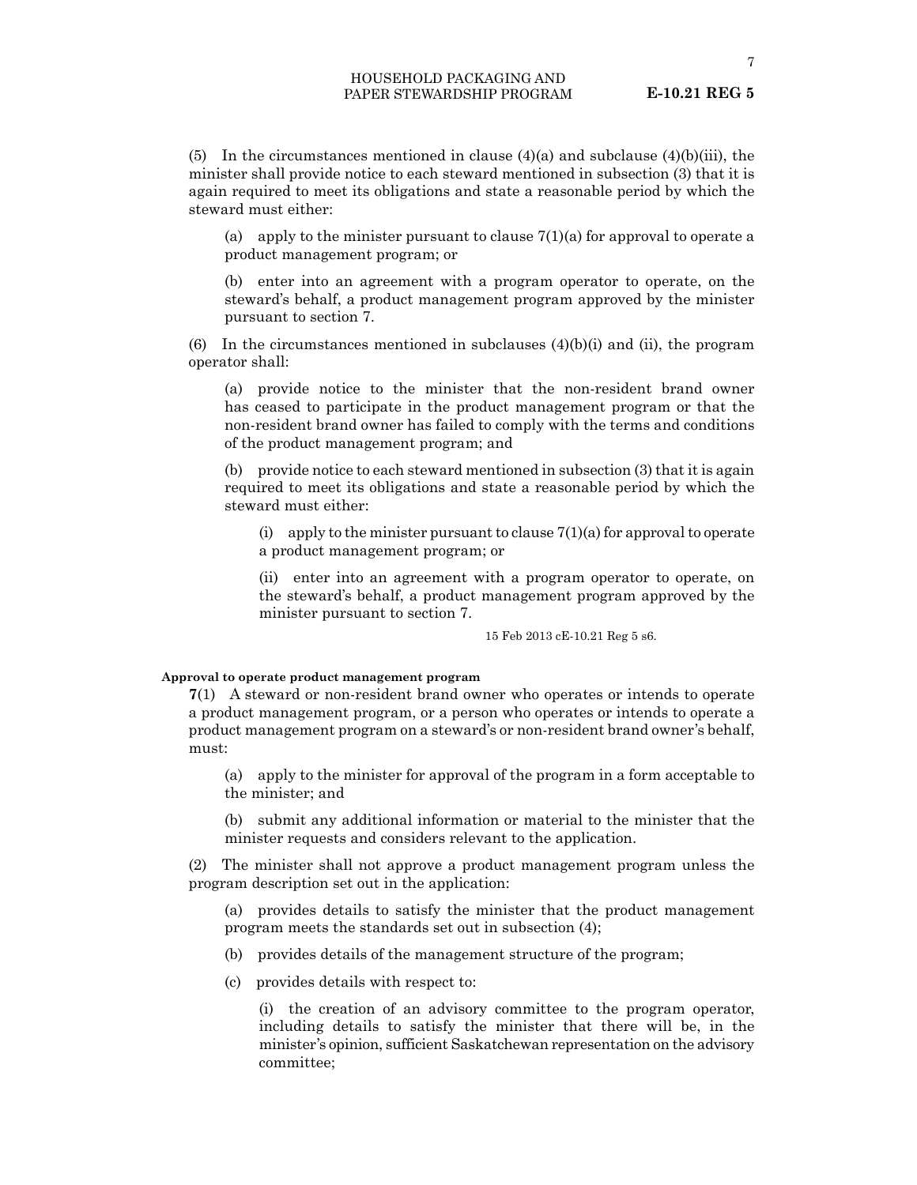(5) In the circumstances mentioned in clause (4)(a) and subclause (4)(b)(iii), the minister shall provide notice to each steward mentioned in subsection (3) that it is again required to meet its obligations and state a reasonable period by which the steward must either:

(a) apply to the minister pursuant to clause 7(1)(a) for approval to operate a product management program; or

(b) enter into an agreement with a program operator to operate, on the steward's behalf, a product management program approved by the minister pursuant to section 7.

(6) In the circumstances mentioned in subclauses (4)(b)(i) and (ii), the program operator shall:

(a) provide notice to the minister that the non-resident brand owner has ceased to participate in the product management program or that the non-resident brand owner has failed to comply with the terms and conditions of the product management program; and

(b) provide notice to each steward mentioned in subsection (3) that it is again required to meet its obligations and state a reasonable period by which the steward must either:

(i) apply to the minister pursuant to clause 7(1)(a) for approval to operate a product management program; or

(ii) enter into an agreement with a program operator to operate, on the steward's behalf, a product management program approved by the minister pursuant to section 7.

15 Feb 2013 cE-10.21 Reg 5 s6.

**Approval to operate product management program**

**7**(1) A steward or non-resident brand owner who operates or intends to operate a product management program, or a person who operates or intends to operate a product management program on a steward's or non-resident brand owner's behalf, must:

(a) apply to the minister for approval of the program in a form acceptable to the minister; and

(b) submit any additional information or material to the minister that the minister requests and considers relevant to the application.

(2) The minister shall not approve a product management program unless the program description set out in the application:

(a) provides details to satisfy the minister that the product management program meets the standards set out in subsection (4);

(b) provides details of the management structure of the program;

(c) provides details with respect to:

(i) the creation of an advisory committee to the program operator, including details to satisfy the minister that there will be, in the minister's opinion, sufficient Saskatchewan representation on the advisory committee;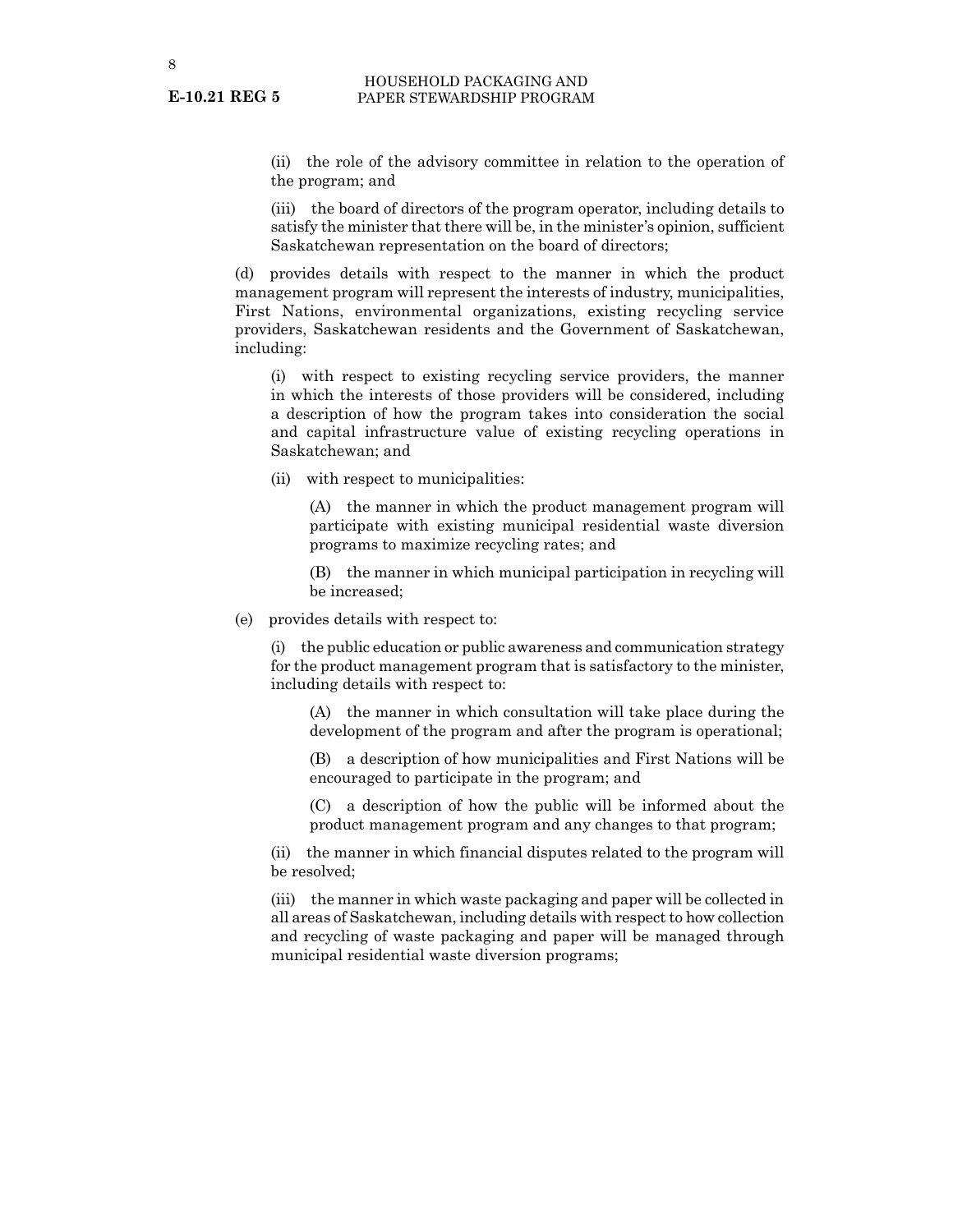(ii) the role of the advisory committee in relation to the operation of the program; and

(iii) the board of directors of the program operator, including details to satisfy the minister that there will be, in the minister's opinion, sufficient Saskatchewan representation on the board of directors;

(d) provides details with respect to the manner in which the product management program will represent the interests of industry, municipalities, First Nations, environmental organizations, existing recycling service providers, Saskatchewan residents and the Government of Saskatchewan, including:

(i) with respect to existing recycling service providers, the manner in which the interests of those providers will be considered, including a description of how the program takes into consideration the social and capital infrastructure value of existing recycling operations in Saskatchewan; and

(ii) with respect to municipalities:

(A) the manner in which the product management program will participate with existing municipal residential waste diversion programs to maximize recycling rates; and

(B) the manner in which municipal participation in recycling will be increased;

(e) provides details with respect to:

(i) the public education or public awareness and communication strategy for the product management program that is satisfactory to the minister, including details with respect to:

(A) the manner in which consultation will take place during the development of the program and after the program is operational;

(B) a description of how municipalities and First Nations will be encouraged to participate in the program; and

(C) a description of how the public will be informed about the product management program and any changes to that program;

(ii) the manner in which financial disputes related to the program will be resolved;

(iii) the manner in which waste packaging and paper will be collected in all areas of Saskatchewan, including details with respect to how collection and recycling of waste packaging and paper will be managed through municipal residential waste diversion programs;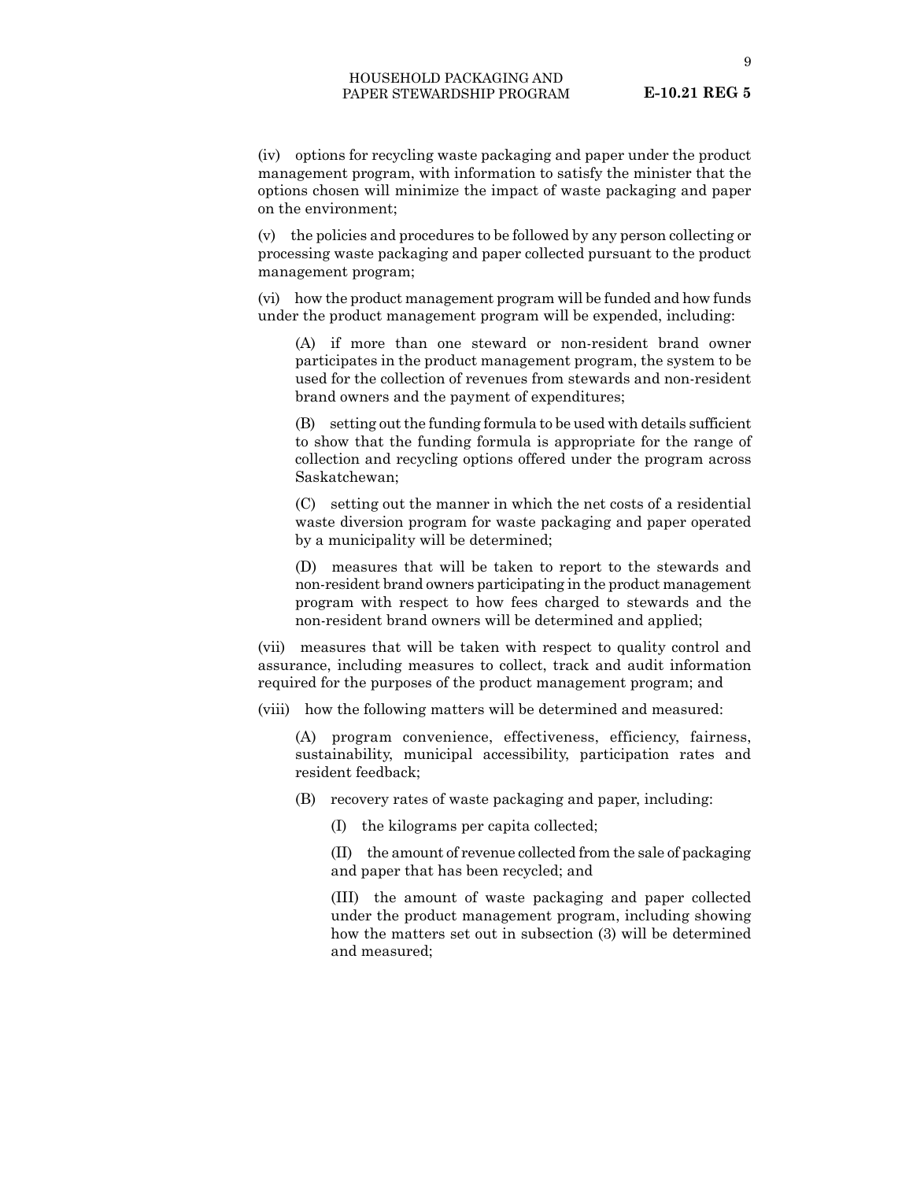(iv) options for recycling waste packaging and paper under the product management program, with information to satisfy the minister that the options chosen will minimize the impact of waste packaging and paper on the environment;

(v) the policies and procedures to be followed by any person collecting or processing waste packaging and paper collected pursuant to the product management program;

(vi) how the product management program will be funded and how funds under the product management program will be expended, including:

> (A) if more than one steward or non-resident brand owner participates in the product management program, the system to be used for the collection of revenues from stewards and non-resident brand owners and the payment of expenditures;
>
> (B) setting out the funding formula to be used with details sufficient to show that the funding formula is appropriate for the range of collection and recycling options offered under the program across Saskatchewan;
>
> (C) setting out the manner in which the net costs of a residential waste diversion program for waste packaging and paper operated by a municipality will be determined;
>
> (D) measures that will be taken to report to the stewards and non-resident brand owners participating in the product management program with respect to how fees charged to stewards and the non-resident brand owners will be determined and applied;

(vii) measures that will be taken with respect to quality control and assurance, including measures to collect, track and audit information required for the purposes of the product management program; and

(viii) how the following matters will be determined and measured:

> (A) program convenience, effectiveness, efficiency, fairness, sustainability, municipal accessibility, participation rates and resident feedback;
>
> (B) recovery rates of waste packaging and paper, including:
>
> > (I) the kilograms per capita collected;
> >
> > (II) the amount of revenue collected from the sale of packaging and paper that has been recycled; and
> >
> > (III) the amount of waste packaging and paper collected under the product management program, including showing how the matters set out in subsection (3) will be determined and measured;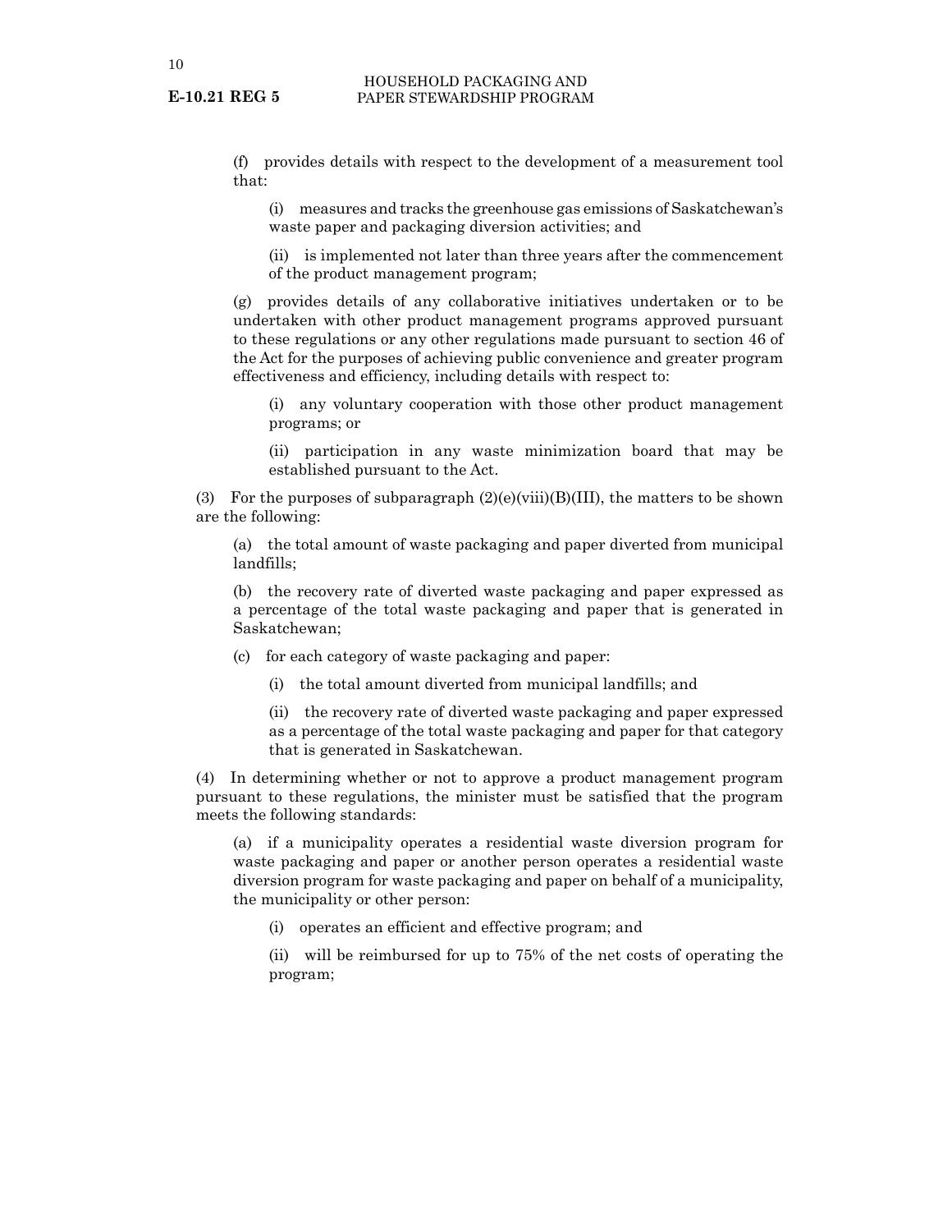(f) provides details with respect to the development of a measurement tool that:

(i) measures and tracks the greenhouse gas emissions of Saskatchewan's waste paper and packaging diversion activities; and

(ii) is implemented not later than three years after the commencement of the product management program;

(g) provides details of any collaborative initiatives undertaken or to be undertaken with other product management programs approved pursuant to these regulations or any other regulations made pursuant to section 46 of the Act for the purposes of achieving public convenience and greater program effectiveness and efficiency, including details with respect to:

(i) any voluntary cooperation with those other product management programs; or

(ii) participation in any waste minimization board that may be established pursuant to the Act.

(3) For the purposes of subparagraph (2)(e)(viii)(B)(III), the matters to be shown are the following:

(a) the total amount of waste packaging and paper diverted from municipal landfills;

(b) the recovery rate of diverted waste packaging and paper expressed as a percentage of the total waste packaging and paper that is generated in Saskatchewan;

(c) for each category of waste packaging and paper:

(i) the total amount diverted from municipal landfills; and

(ii) the recovery rate of diverted waste packaging and paper expressed as a percentage of the total waste packaging and paper for that category that is generated in Saskatchewan.

(4) In determining whether or not to approve a product management program pursuant to these regulations, the minister must be satisfied that the program meets the following standards:

(a) if a municipality operates a residential waste diversion program for waste packaging and paper or another person operates a residential waste diversion program for waste packaging and paper on behalf of a municipality, the municipality or other person:

(i) operates an efficient and effective program; and

(ii) will be reimbursed for up to 75% of the net costs of operating the program;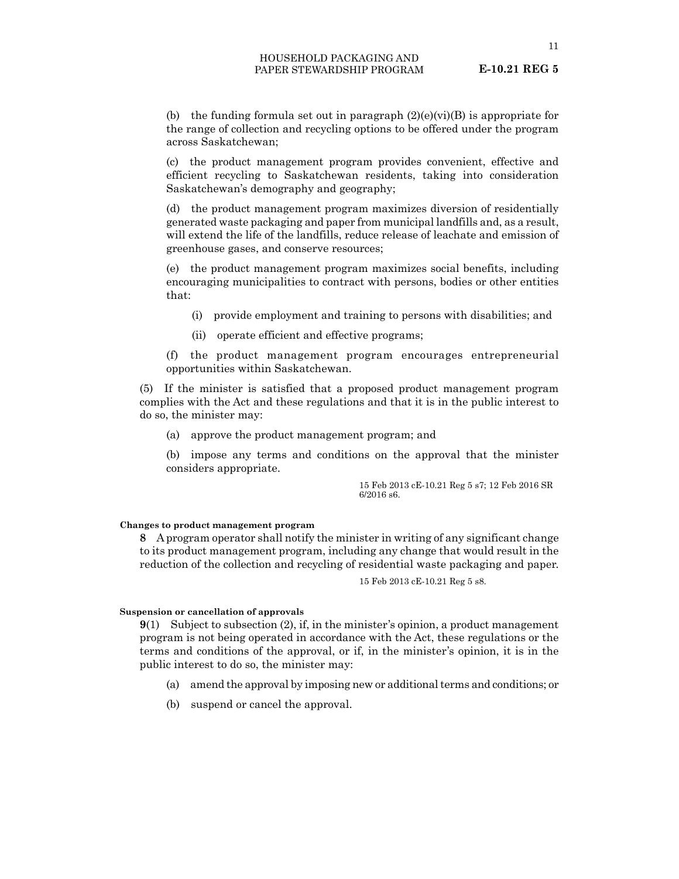(b) the funding formula set out in paragraph (2)(e)(vi)(B) is appropriate for the range of collection and recycling options to be offered under the program across Saskatchewan;

(c) the product management program provides convenient, effective and efficient recycling to Saskatchewan residents, taking into consideration Saskatchewan's demography and geography;

(d) the product management program maximizes diversion of residentially generated waste packaging and paper from municipal landfills and, as a result, will extend the life of the landfills, reduce release of leachate and emission of greenhouse gases, and conserve resources;

(e) the product management program maximizes social benefits, including encouraging municipalities to contract with persons, bodies or other entities that:

(i) provide employment and training to persons with disabilities; and

(ii) operate efficient and effective programs;

(f) the product management program encourages entrepreneurial opportunities within Saskatchewan.

(5) If the minister is satisfied that a proposed product management program complies with the Act and these regulations and that it is in the public interest to do so, the minister may:

(a) approve the product management program; and

(b) impose any terms and conditions on the approval that the minister considers appropriate.

15 Feb 2013 cE-10.21 Reg 5 s7; 12 Feb 2016 SR 6/2016 s6.

**Changes to product management program**

**8** A program operator shall notify the minister in writing of any significant change to its product management program, including any change that would result in the reduction of the collection and recycling of residential waste packaging and paper.

15 Feb 2013 cE-10.21 Reg 5 s8.

**Suspension or cancellation of approvals**

**9**(1) Subject to subsection (2), if, in the minister's opinion, a product management program is not being operated in accordance with the Act, these regulations or the terms and conditions of the approval, or if, in the minister's opinion, it is in the public interest to do so, the minister may:

(a) amend the approval by imposing new or additional terms and conditions; or

(b) suspend or cancel the approval.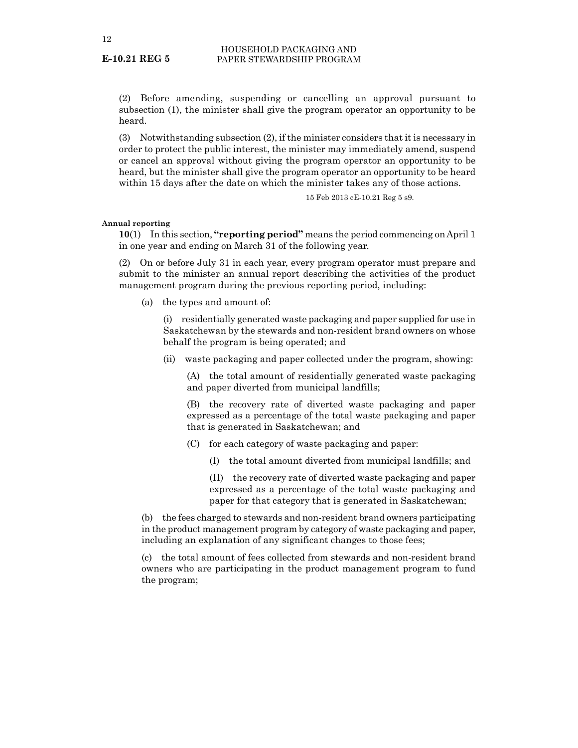(2) Before amending, suspending or cancelling an approval pursuant to subsection (1), the minister shall give the program operator an opportunity to be heard.

(3) Notwithstanding subsection (2), if the minister considers that it is necessary in order to protect the public interest, the minister may immediately amend, suspend or cancel an approval without giving the program operator an opportunity to be heard, but the minister shall give the program operator an opportunity to be heard within 15 days after the date on which the minister takes any of those actions.

15 Feb 2013 cE-10.21 Reg 5 s9.

**Annual reporting**

**10**(1) In this section, **"reporting period"** means the period commencing on April 1 in one year and ending on March 31 of the following year.

(2) On or before July 31 in each year, every program operator must prepare and submit to the minister an annual report describing the activities of the product management program during the previous reporting period, including:

(a) the types and amount of:

(i) residentially generated waste packaging and paper supplied for use in Saskatchewan by the stewards and non-resident brand owners on whose behalf the program is being operated; and

(ii) waste packaging and paper collected under the program, showing:

(A) the total amount of residentially generated waste packaging and paper diverted from municipal landfills;

(B) the recovery rate of diverted waste packaging and paper expressed as a percentage of the total waste packaging and paper that is generated in Saskatchewan; and

(C) for each category of waste packaging and paper:

(I) the total amount diverted from municipal landfills; and

(II) the recovery rate of diverted waste packaging and paper expressed as a percentage of the total waste packaging and paper for that category that is generated in Saskatchewan;

(b) the fees charged to stewards and non-resident brand owners participating in the product management program by category of waste packaging and paper, including an explanation of any significant changes to those fees;

(c) the total amount of fees collected from stewards and non-resident brand owners who are participating in the product management program to fund the program;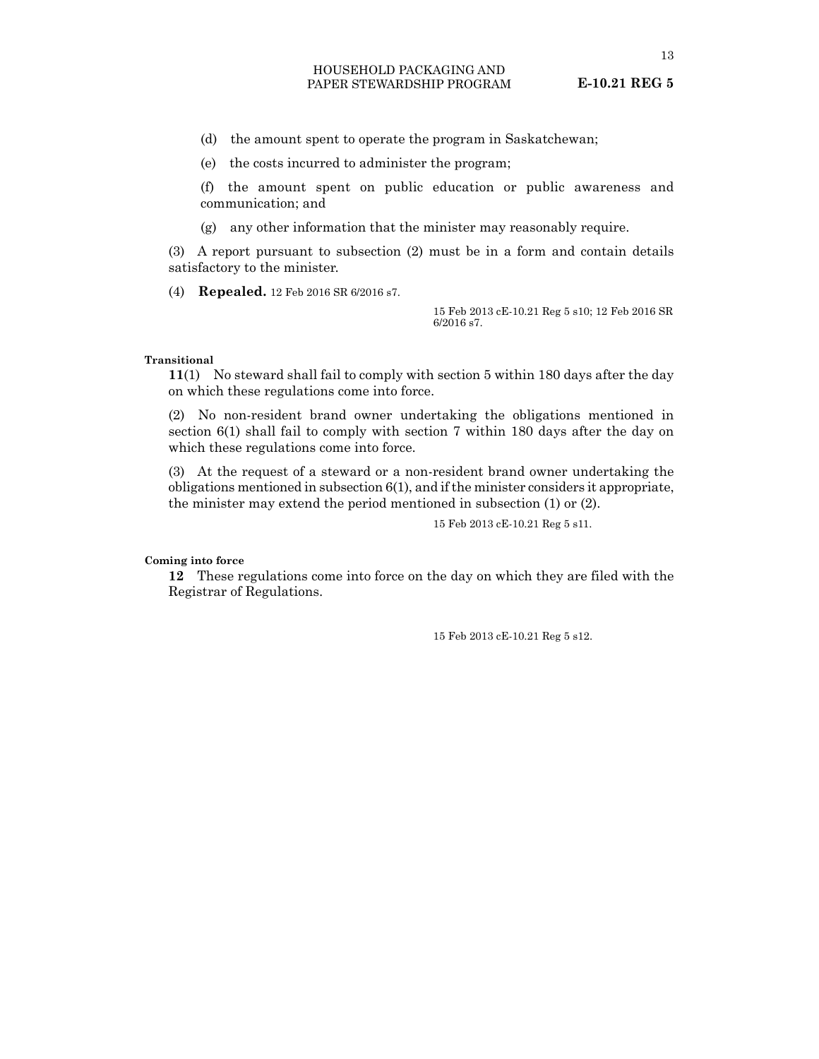(d) the amount spent to operate the program in Saskatchewan;

(e) the costs incurred to administer the program;

(f) the amount spent on public education or public awareness and communication; and

(g) any other information that the minister may reasonably require.

(3) A report pursuant to subsection (2) must be in a form and contain details satisfactory to the minister.

(4) **Repealed.** 12 Feb 2016 SR 6/2016 s7.

15 Feb 2013 cE-10.21 Reg 5 s10; 12 Feb 2016 SR 6/2016 s7.

**Transitional**

**11**(1) No steward shall fail to comply with section 5 within 180 days after the day on which these regulations come into force.

(2) No non-resident brand owner undertaking the obligations mentioned in section 6(1) shall fail to comply with section 7 within 180 days after the day on which these regulations come into force.

(3) At the request of a steward or a non-resident brand owner undertaking the obligations mentioned in subsection 6(1), and if the minister considers it appropriate, the minister may extend the period mentioned in subsection (1) or (2).

15 Feb 2013 cE-10.21 Reg 5 s11.

**Coming into force**

**12** These regulations come into force on the day on which they are filed with the Registrar of Regulations.

15 Feb 2013 cE-10.21 Reg 5 s12.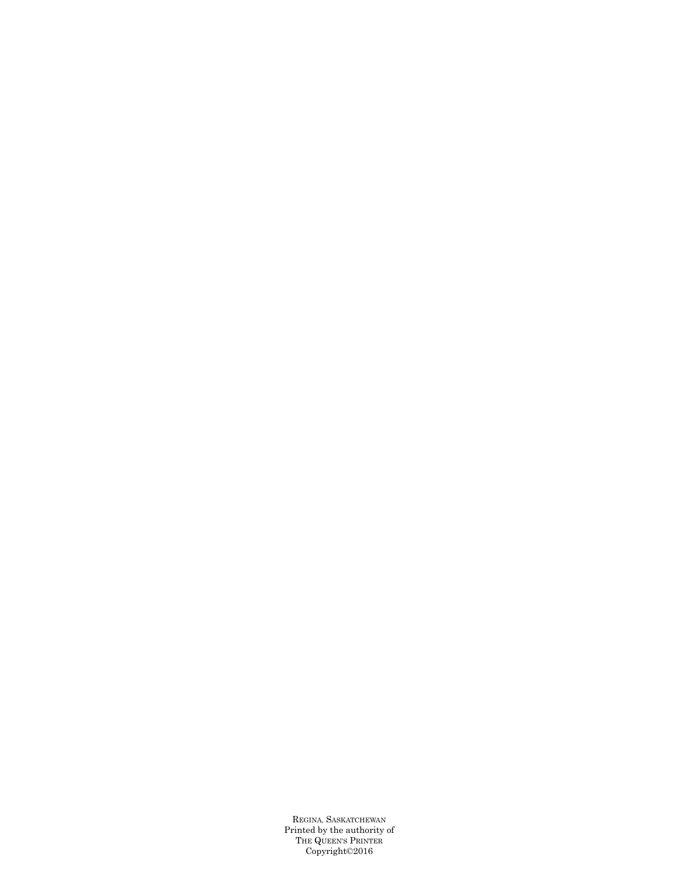Regina, Saskatchewan
Printed by the authority of
The Queen's Printer
Copyright©2016